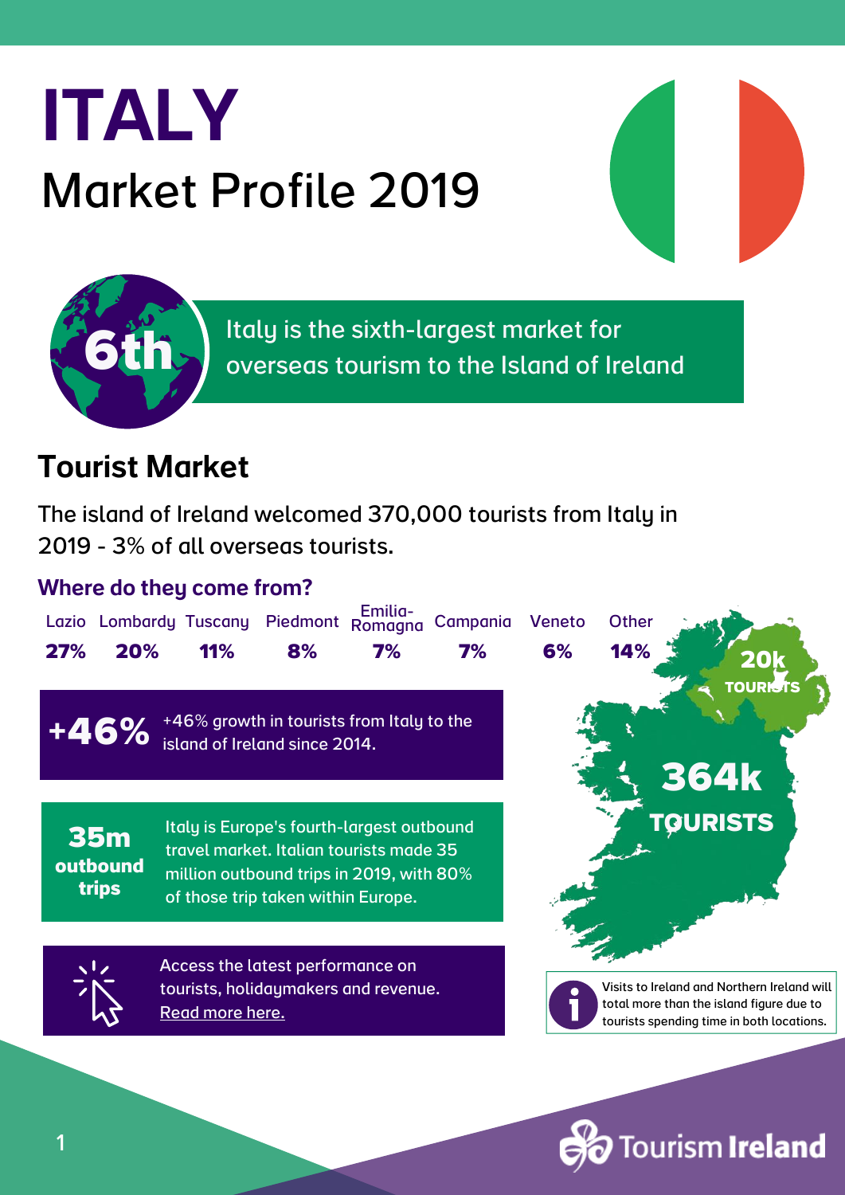# ITALY

## Market Profile 2019

**6th** Italy is the sixth-largest market for overseas tourism to the Island of Ireland

## Tourist Market

The island of Ireland welcomed 370,000 tourists from Italy in 2019 - 3% of all overseas tourists.

### Where do they come from?

| Lazio | Lombardy | Tuscany | Piedmont | Emilia-Romagna | Campania | Veneto | Other |
|---|---|---|---|---|---|---|---|
| 27% | 20% | 11% | 8% | 7% | 7% | 6% | 14% |

**+46%** +46% growth in tourists from Italy to the island of Ireland since 2014.

**35m outbound trips** Italy is Europe's fourth-largest outbound travel market. Italian tourists made 35 million outbound trips in 2019, with 80% of those trip taken within Europe.

Access the latest performance on tourists, holidaymakers and revenue. Read more here.

**20k TOURISTS**

**364k TOURISTS**

Visits to Ireland and Northern Ireland will total more than the island figure due to tourists spending time in both locations.

Tourism Ireland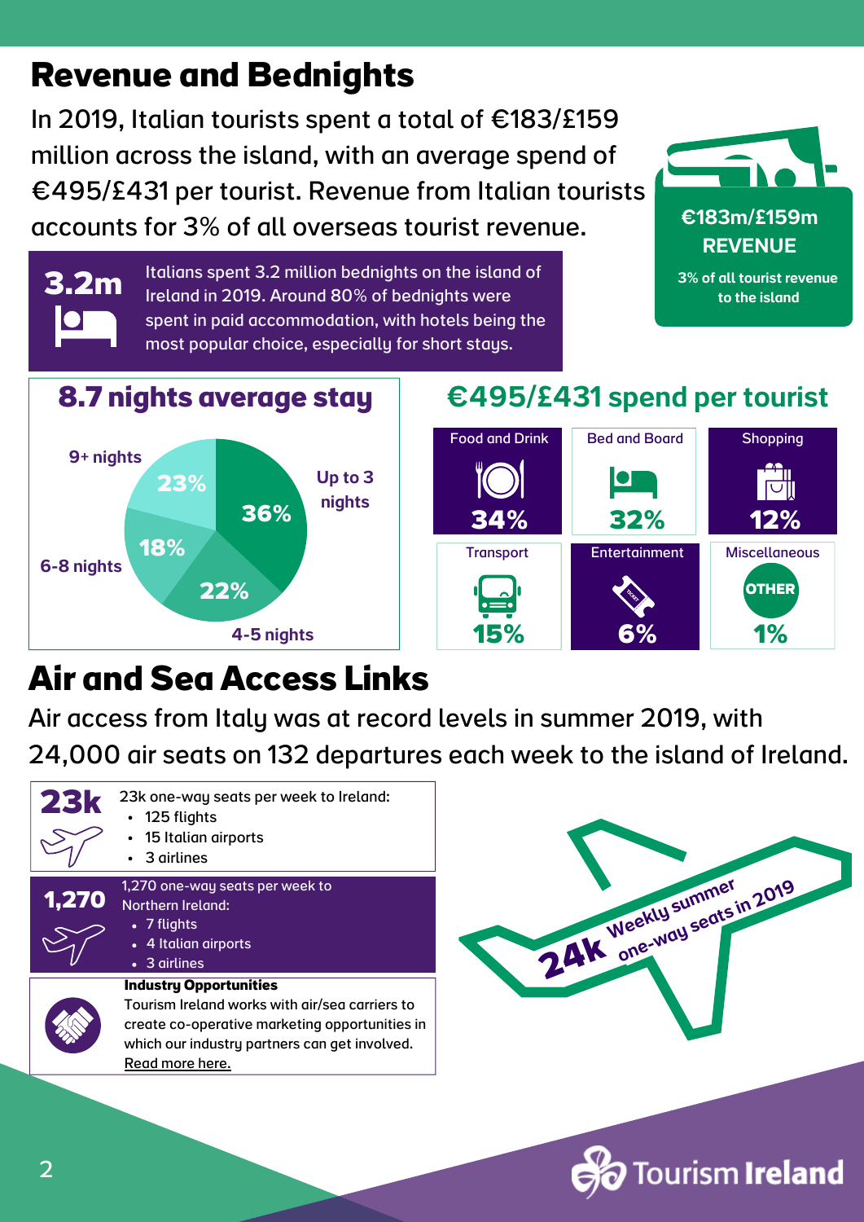# Revenue and Bednights

In 2019, Italian tourists spent a total of €183/£159 million across the island, with an average spend of €495/£431 per tourist. Revenue from Italian tourists accounts for 3% of all overseas tourist revenue.

**€183m/£159m REVENUE**

3% of all tourist revenue to the island

**3.2m**

Italians spent 3.2 million bednights on the island of Ireland in 2019. Around 80% of bednights were spent in paid accommodation, with hotels being the most popular choice, especially for short stays.

## 8.7 nights average stay

| Length of stay | Share |
|---|---|
| Up to 3 nights | 36% |
| 4-5 nights | 22% |
| 6-8 nights | 18% |
| 9+ nights | 23% |

## €495/£431 spend per tourist

| Category | Share |
|---|---|
| Food and Drink | 34% |
| Bed and Board | 32% |
| Shopping | 12% |
| Transport | 15% |
| Entertainment | 6% |
| Miscellaneous (OTHER) | 1% |

# Air and Sea Access Links

Air access from Italy was at record levels in summer 2019, with 24,000 air seats on 132 departures each week to the island of Ireland.

**23k**

23k one-way seats per week to Ireland:

- 125 flights
- 15 Italian airports
- 3 airlines

**1,270**

1,270 one-way seats per week to Northern Ireland:

- 7 flights
- 4 Italian airports
- 3 airlines

**Industry Opportunities**

Tourism Ireland works with air/sea carriers to create co-operative marketing opportunities in which our industry partners can get involved. Read more here.

**24k** Weekly summer one-way seats in 2019

Tourism Ireland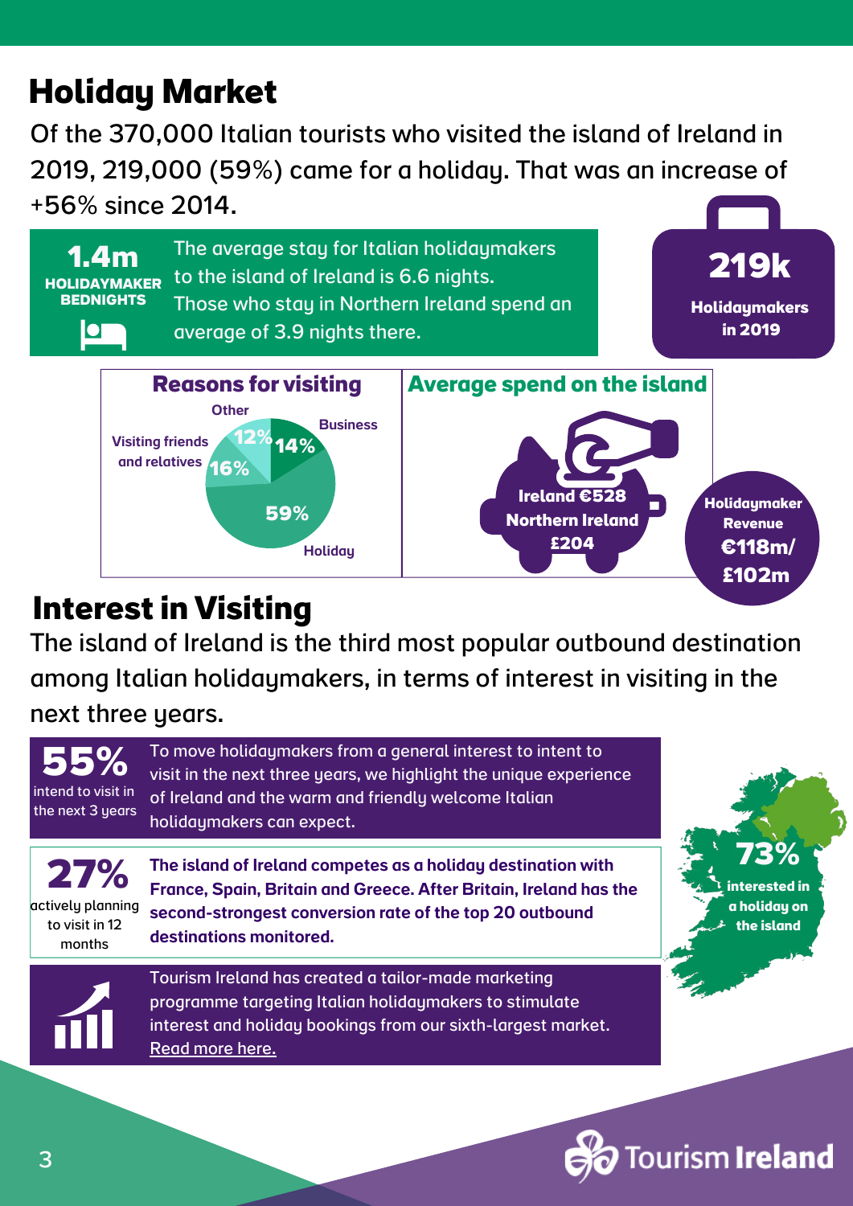# Holiday Market

Of the 370,000 Italian tourists who visited the island of Ireland in 2019, 219,000 (59%) came for a holiday. That was an increase of +56% since 2014.

**1.4m**
**HOLIDAYMAKER BEDNIGHTS**

The average stay for Italian holidaymakers to the island of Ireland is 6.6 nights. Those who stay in Northern Ireland spend an average of 3.9 nights there.

**219k**
**Holidaymakers in 2019**

## Reasons for visiting

- Holiday: 59%
- Visiting friends and relatives: 16%
- Business: 14%
- Other: 12%

## Average spend on the island

**Ireland €528**
**Northern Ireland £204**

**Holidaymaker Revenue €118m/ £102m**

# Interest in Visiting

The island of Ireland is the third most popular outbound destination among Italian holidaymakers, in terms of interest in visiting in the next three years.

**55%** intend to visit in the next 3 years

To move holidaymakers from a general interest to intent to visit in the next three years, we highlight the unique experience of Ireland and the warm and friendly welcome Italian holidaymakers can expect.

**27%** actively planning to visit in 12 months

**The island of Ireland competes as a holiday destination with France, Spain, Britain and Greece. After Britain, Ireland has the second-strongest conversion rate of the top 20 outbound destinations monitored.**

**73%** interested in a holiday on the island

Tourism Ireland has created a tailor-made marketing programme targeting Italian holidaymakers to stimulate interest and holiday bookings from our sixth-largest market. Read more here.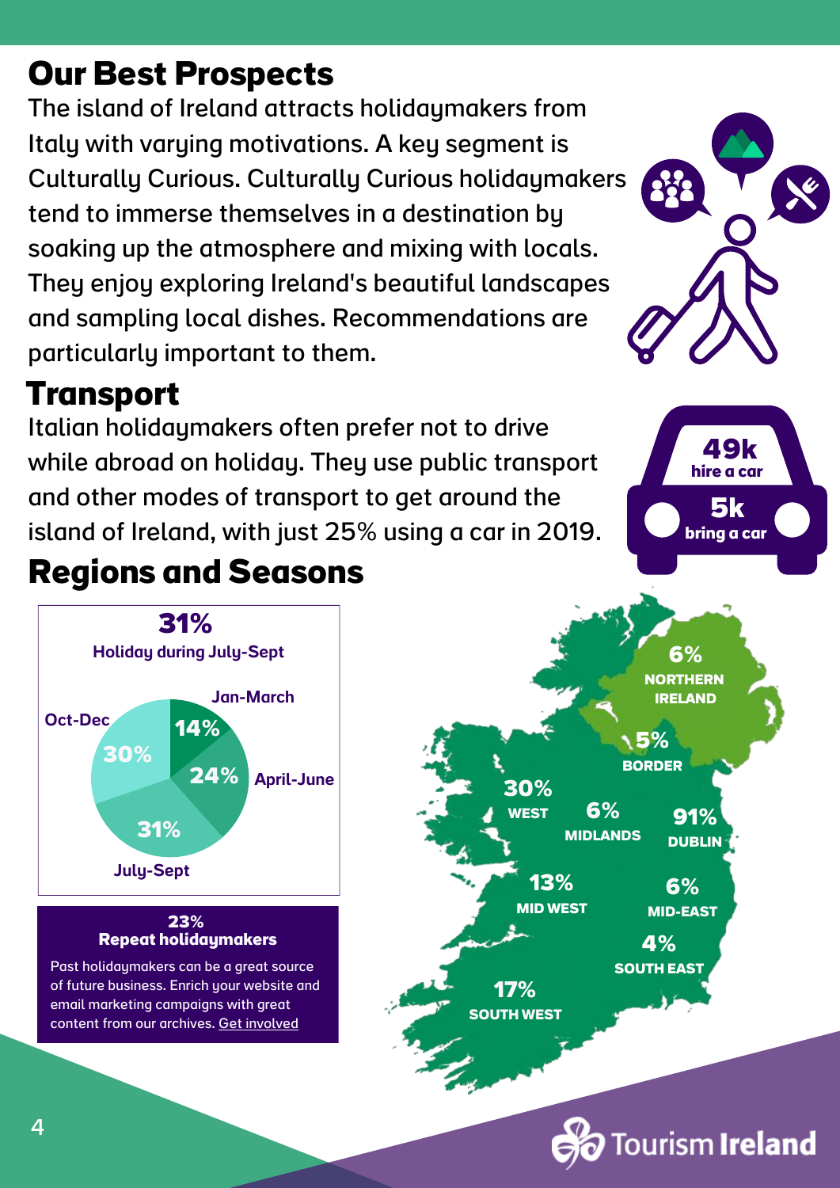## Our Best Prospects

The island of Ireland attracts holidaymakers from Italy with varying motivations. A key segment is Culturally Curious. Culturally Curious holidaymakers tend to immerse themselves in a destination by soaking up the atmosphere and mixing with locals. They enjoy exploring Ireland's beautiful landscapes and sampling local dishes. Recommendations are particularly important to them.

## Transport

Italian holidaymakers often prefer not to drive while abroad on holiday. They use public transport and other modes of transport to get around the island of Ireland, with just 25% using a car in 2019.

**49k** hire a car

**5k** bring a car

## Regions and Seasons

**31%**
**Holiday during July-Sept**

| Season | Share |
|---|---|
| Jan-March | 14% |
| April-June | 24% |
| July-Sept | 31% |
| Oct-Dec | 30% |

| Region | Share |
|---|---|
| Northern Ireland | 6% |
| Border | 5% |
| West | 30% |
| Midlands | 6% |
| Dublin | 91% |
| Mid West | 13% |
| Mid-East | 6% |
| South East | 4% |
| South West | 17% |

**23%**
**Repeat holidaymakers**

Past holidaymakers can be a great source of future business. Enrich your website and email marketing campaigns with great content from our archives. Get involved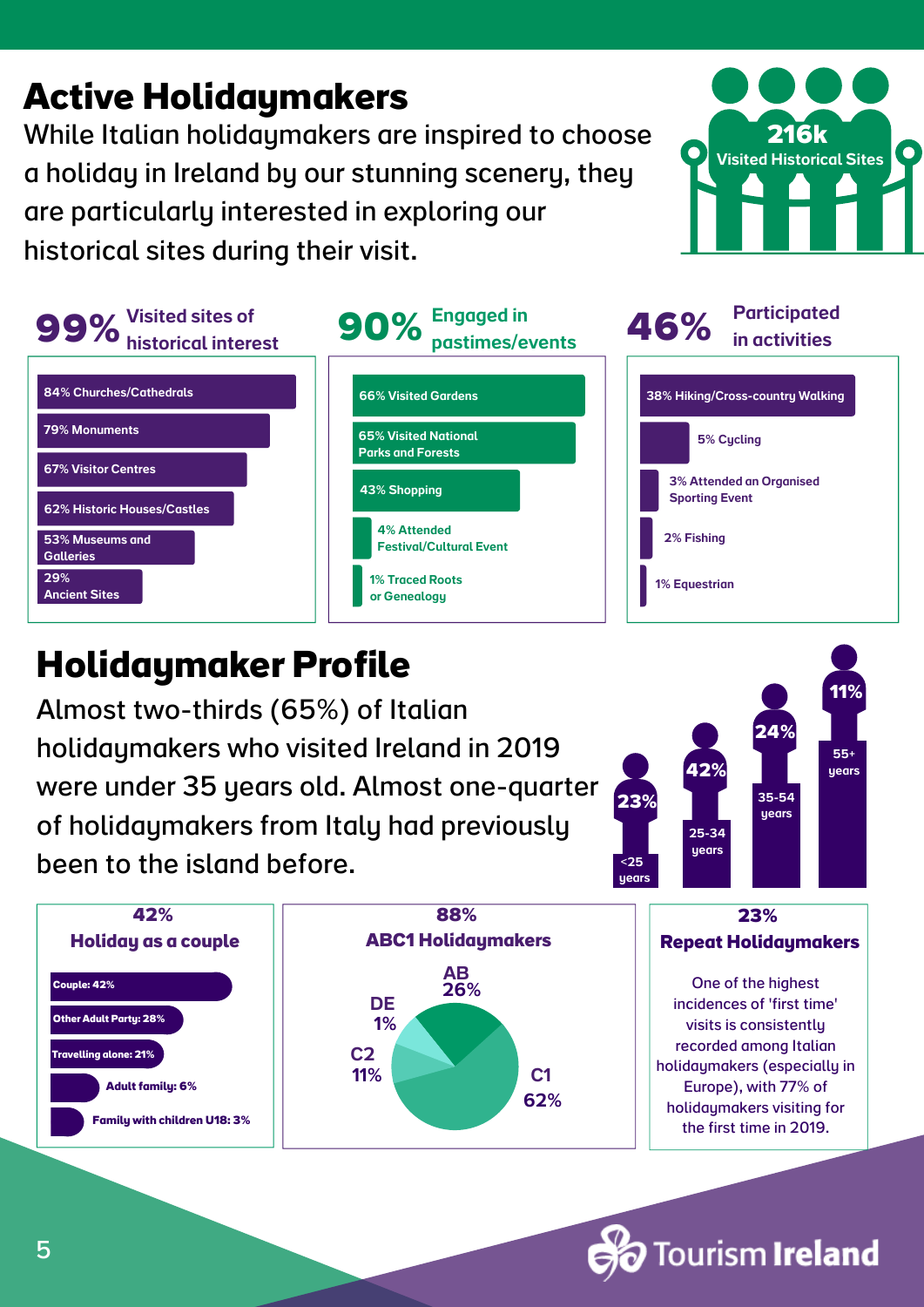# Active Holidaymakers

While Italian holidaymakers are inspired to choose a holiday in Ireland by our stunning scenery, they are particularly interested in exploring our historical sites during their visit.

**216k** Visited Historical Sites

## 99% Visited sites of historical interest

- 84% Churches/Cathedrals
- 79% Monuments
- 67% Visitor Centres
- 62% Historic Houses/Castles
- 53% Museums and Galleries
- 29% Ancient Sites

## 90% Engaged in pastimes/events

- 66% Visited Gardens
- 65% Visited National Parks and Forests
- 43% Shopping
- 4% Attended Festival/Cultural Event
- 1% Traced Roots or Genealogy

## 46% Participated in activities

- 38% Hiking/Cross-country Walking
- 5% Cycling
- 3% Attended an Organised Sporting Event
- 2% Fishing
- 1% Equestrian

# Holidaymaker Profile

Almost two-thirds (65%) of Italian holidaymakers who visited Ireland in 2019 were under 35 years old. Almost one-quarter of holidaymakers from Italy had previously been to the island before.

| Age | % |
|---|---|
| <25 years | 23% |
| 25-34 years | 42% |
| 35-54 years | 24% |
| 55+ years | 11% |

## 42% Holiday as a couple

- Couple: 42%
- Other Adult Party: 28%
- Travelling alone: 21%
- Adult family: 6%
- Family with children U18: 3%

## 88% ABC1 Holidaymakers

- AB 26%
- C1 62%
- C2 11%
- DE 1%

## 23% Repeat Holidaymakers

One of the highest incidences of 'first time' visits is consistently recorded among Italian holidaymakers (especially in Europe), with 77% of holidaymakers visiting for the first time in 2019.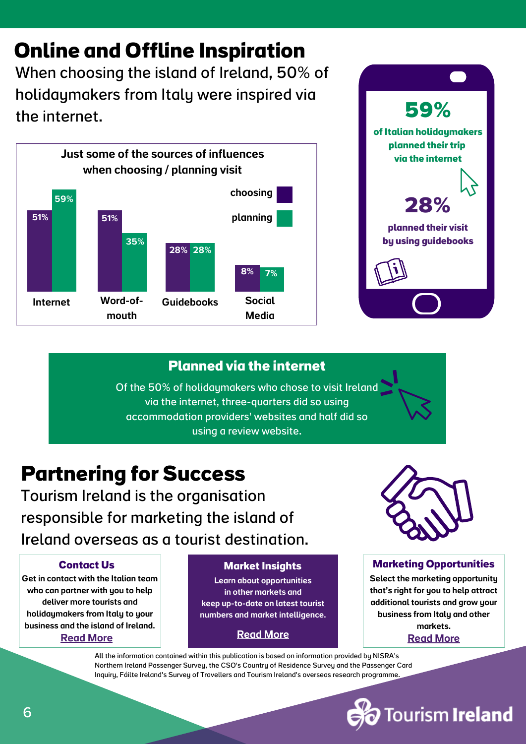# Online and Offline Inspiration

When choosing the island of Ireland, 50% of holidaymakers from Italy were inspired via the internet.

Just some of the sources of influences when choosing / planning visit

choosing
planning

Internet: 51% 59%
Word-of-mouth: 51% 35%
Guidebooks: 28% 28%
Social Media: 8% 7%

**59%**
**of Italian holidaymakers planned their trip via the internet**

**28%**
**planned their visit by using guidebooks**

## Planned via the internet

Of the 50% of holidaymakers who chose to visit Ireland via the internet, three-quarters did so using accommodation providers' websites and half did so using a review website.

# Partnering for Success

Tourism Ireland is the organisation responsible for marketing the island of Ireland overseas as a tourist destination.

### Contact Us

Get in contact with the Italian team who can partner with you to help deliver more tourists and holidaymakers from Italy to your business and the island of Ireland.

Read More

### Market Insights

Learn about opportunities in other markets and keep up-to-date on latest tourist numbers and market intelligence.

Read More

### Marketing Opportunities

Select the marketing opportunity that's right for you to help attract additional tourists and grow your business from Italy and other markets.

Read More

All the information contained within this publication is based on information provided by NISRA's Northern Ireland Passenger Survey, the CSO's Country of Residence Survey and the Passenger Card Inquiry, Fáilte Ireland's Survey of Travellers and Tourism Ireland's overseas research programme.

Tourism Ireland